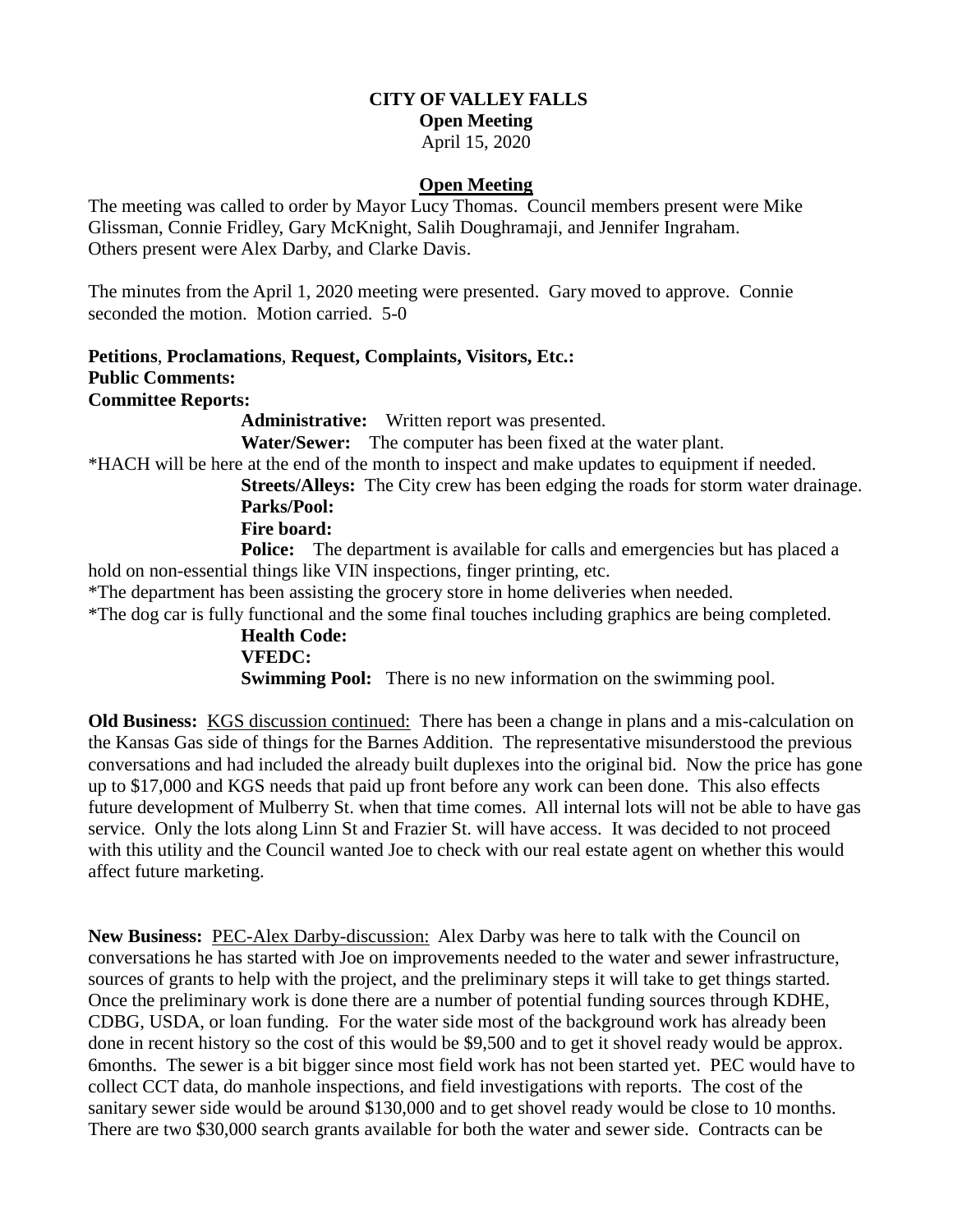**CITY OF VALLEY FALLS**
**Open Meeting**
April 15, 2020

**Open Meeting**

The meeting was called to order by Mayor Lucy Thomas. Council members present were Mike Glissman, Connie Fridley, Gary McKnight, Salih Doughramaji, and Jennifer Ingraham. Others present were Alex Darby, and Clarke Davis.

The minutes from the April 1, 2020 meeting were presented. Gary moved to approve. Connie seconded the motion. Motion carried. 5-0

**Petitions**, **Proclamations**, **Request, Complaints, Visitors, Etc.:**
**Public Comments:**
**Committee Reports:**

**Administrative:** Written report was presented.

**Water/Sewer:** The computer has been fixed at the water plant.

*HACH will be here at the end of the month to inspect and make updates to equipment if needed.

**Streets/Alleys:** The City crew has been edging the roads for storm water drainage.

**Parks/Pool:**

**Fire board:**

**Police:** The department is available for calls and emergencies but has placed a hold on non-essential things like VIN inspections, finger printing, etc.

*The department has been assisting the grocery store in home deliveries when needed.

*The dog car is fully functional and the some final touches including graphics are being completed.

**Health Code:**

**VFEDC:**

**Swimming Pool:** There is no new information on the swimming pool.

**Old Business:** KGS discussion continued: There has been a change in plans and a mis-calculation on the Kansas Gas side of things for the Barnes Addition. The representative misunderstood the previous conversations and had included the already built duplexes into the original bid. Now the price has gone up to $17,000 and KGS needs that paid up front before any work can been done. This also effects future development of Mulberry St. when that time comes. All internal lots will not be able to have gas service. Only the lots along Linn St and Frazier St. will have access. It was decided to not proceed with this utility and the Council wanted Joe to check with our real estate agent on whether this would affect future marketing.

**New Business:** PEC-Alex Darby-discussion: Alex Darby was here to talk with the Council on conversations he has started with Joe on improvements needed to the water and sewer infrastructure, sources of grants to help with the project, and the preliminary steps it will take to get things started. Once the preliminary work is done there are a number of potential funding sources through KDHE, CDBG, USDA, or loan funding. For the water side most of the background work has already been done in recent history so the cost of this would be $9,500 and to get it shovel ready would be approx. 6months. The sewer is a bit bigger since most field work has not been started yet. PEC would have to collect CCT data, do manhole inspections, and field investigations with reports. The cost of the sanitary sewer side would be around $130,000 and to get shovel ready would be close to 10 months. There are two $30,000 search grants available for both the water and sewer side. Contracts can be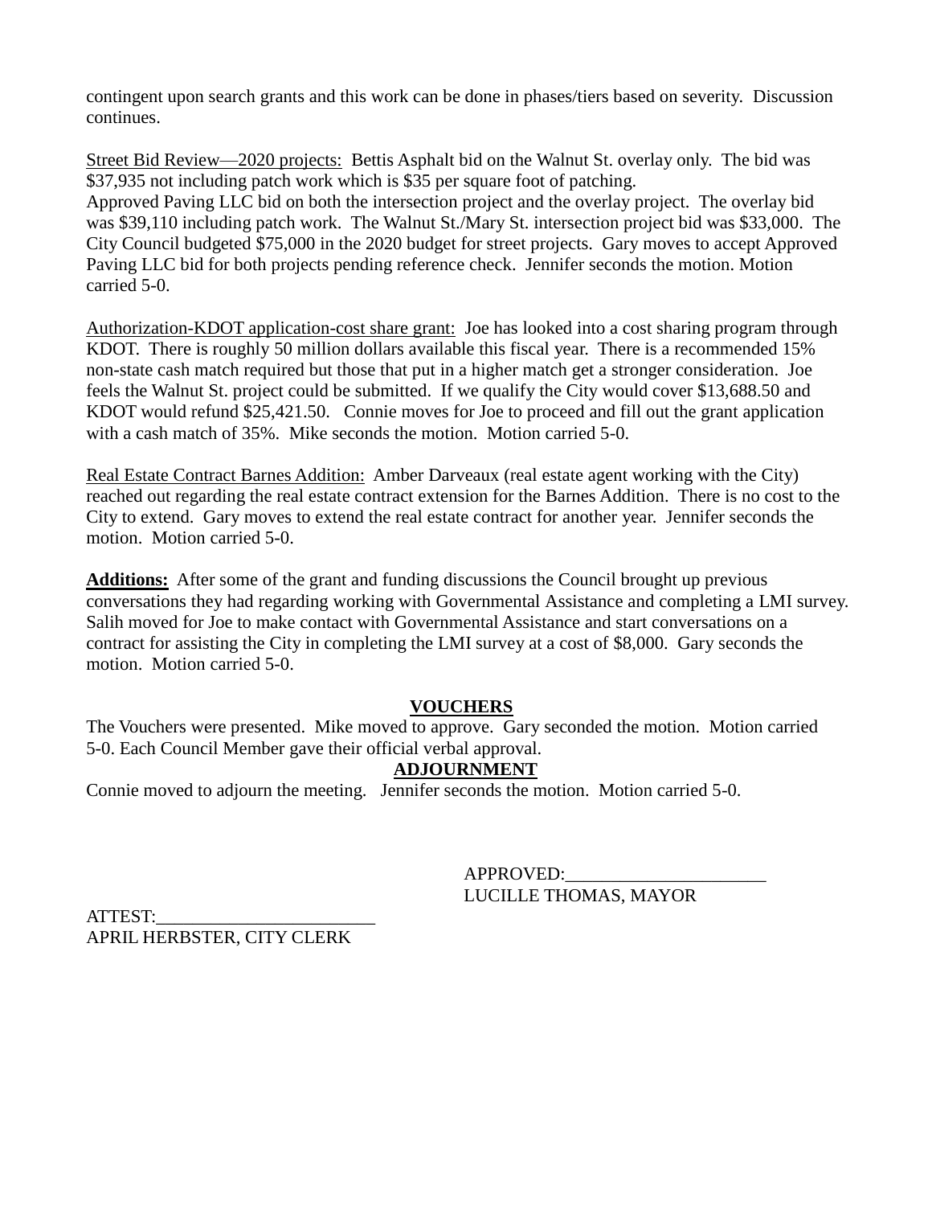contingent upon search grants and this work can be done in phases/tiers based on severity. Discussion continues.

Street Bid Review—2020 projects: Bettis Asphalt bid on the Walnut St. overlay only. The bid was $37,935 not including patch work which is $35 per square foot of patching.
Approved Paving LLC bid on both the intersection project and the overlay project. The overlay bid was $39,110 including patch work. The Walnut St./Mary St. intersection project bid was $33,000. The City Council budgeted $75,000 in the 2020 budget for street projects. Gary moves to accept Approved Paving LLC bid for both projects pending reference check. Jennifer seconds the motion. Motion carried 5-0.

Authorization-KDOT application-cost share grant: Joe has looked into a cost sharing program through KDOT. There is roughly 50 million dollars available this fiscal year. There is a recommended 15% non-state cash match required but those that put in a higher match get a stronger consideration. Joe feels the Walnut St. project could be submitted. If we qualify the City would cover $13,688.50 and KDOT would refund $25,421.50. Connie moves for Joe to proceed and fill out the grant application with a cash match of 35%. Mike seconds the motion. Motion carried 5-0.

Real Estate Contract Barnes Addition: Amber Darveaux (real estate agent working with the City) reached out regarding the real estate contract extension for the Barnes Addition. There is no cost to the City to extend. Gary moves to extend the real estate contract for another year. Jennifer seconds the motion. Motion carried 5-0.

**Additions:** After some of the grant and funding discussions the Council brought up previous conversations they had regarding working with Governmental Assistance and completing a LMI survey. Salih moved for Joe to make contact with Governmental Assistance and start conversations on a contract for assisting the City in completing the LMI survey at a cost of $8,000. Gary seconds the motion. Motion carried 5-0.

## VOUCHERS

The Vouchers were presented. Mike moved to approve. Gary seconded the motion. Motion carried 5-0. Each Council Member gave their official verbal approval.

## ADJOURNMENT

Connie moved to adjourn the meeting. Jennifer seconds the motion. Motion carried 5-0.

APPROVED:______________________
LUCILLE THOMAS, MAYOR

ATTEST:________________________
APRIL HERBSTER, CITY CLERK